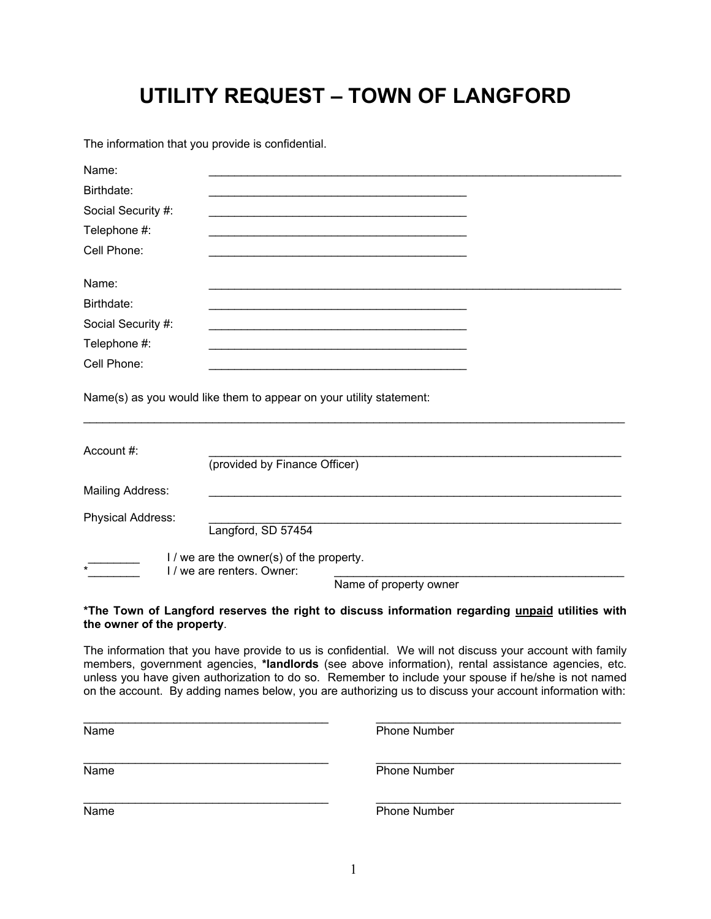# UTILITY REQUEST – TOWN OF LANGFORD

The information that you provide is confidential.

Name: ________________________________________________________________

Birthdate: ________________________________________

Social Security #: ________________________________________

Telephone #: ________________________________________

Cell Phone: ________________________________________

Name: ________________________________________________________________

Birthdate: ________________________________________

Social Security #: ________________________________________

Telephone #: ________________________________________

Cell Phone: ________________________________________

Name(s) as you would like them to appear on your utility statement:

________________________________________________________________________________

Account #: ________________________________________________________________
(provided by Finance Officer)

Mailing Address: ________________________________________________________________

Physical Address: ________________________________________________________________
Langford, SD 57454

________ I / we are the owner(s) of the property.

*________ I / we are renters. Owner: ____________________________________________
Name of property owner

**\*The Town of Langford reserves the right to discuss information regarding <u>unpaid</u> utilities with the owner of the property**.

The information that you have provide to us is confidential. We will not discuss your account with family members, government agencies, **\*landlords** (see above information), rental assistance agencies, etc. unless you have given authorization to do so. Remember to include your spouse if he/she is not named on the account. By adding names below, you are authorizing us to discuss your account information with:

| Name | Phone Number |
| --- | --- |
| ______________________________________ | ______________________________________ |
| ______________________________________ | ______________________________________ |
| ______________________________________ | ______________________________________ |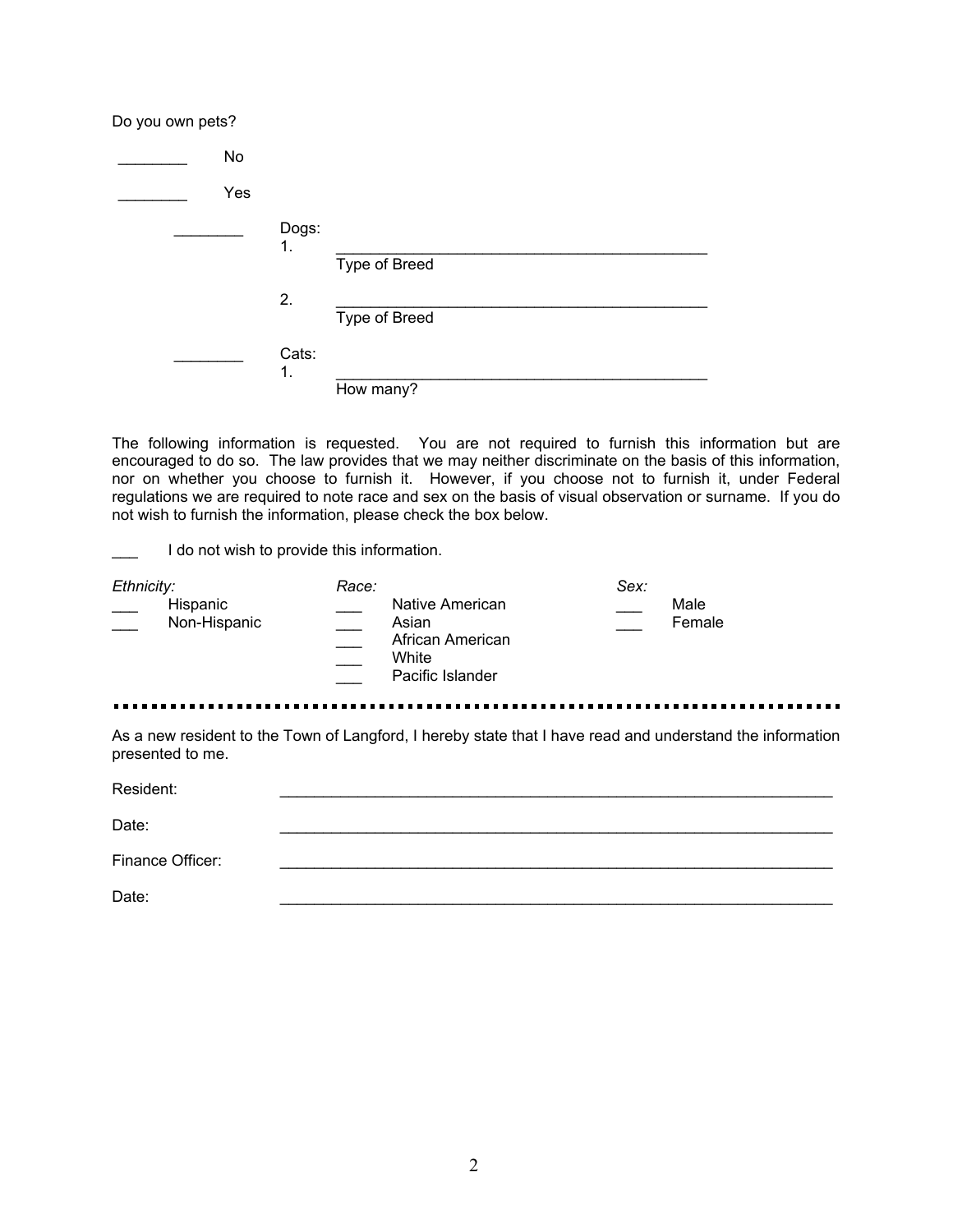Do you own pets?

________ No

________ Yes

________ Dogs:

1. ____________________________________________
   Type of Breed

2. ____________________________________________
   Type of Breed

________ Cats:

1. ____________________________________________
   How many?

The following information is requested. You are not required to furnish this information but are encouraged to do so. The law provides that we may neither discriminate on the basis of this information, nor on whether you choose to furnish it. However, if you choose not to furnish it, under Federal regulations we are required to note race and sex on the basis of visual observation or surname. If you do not wish to furnish the information, please check the box below.

___ I do not wish to provide this information.

| *Ethnicity:* | *Race:* | *Sex:* |
|---|---|---|
| ___ Hispanic | ___ Native American | ___ Male |
| ___ Non-Hispanic | ___ Asian | ___ Female |
| | ___ African American | |
| | ___ White | |
| | ___ Pacific Islander | |

---

As a new resident to the Town of Langford, I hereby state that I have read and understand the information presented to me.

Resident: ____________________________________________________________

Date: ____________________________________________________________

Finance Officer: ____________________________________________________________

Date: ____________________________________________________________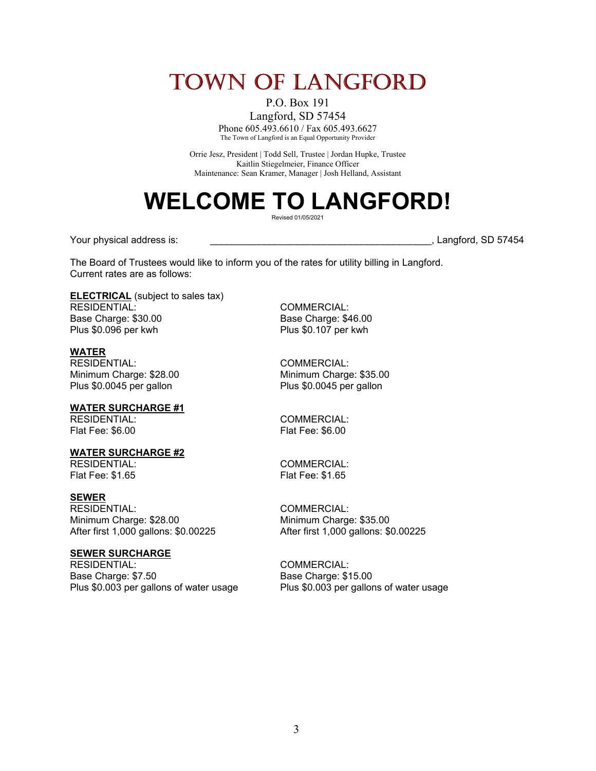# TOWN OF LANGFORD

P.O. Box 191
Langford, SD 57454
Phone 605.493.6610 / Fax 605.493.6627
The Town of Langford is an Equal Opportunity Provider

Orrie Jesz, President | Todd Sell, Trustee | Jordan Hupke, Trustee
Kaitlin Stiegelmeier, Finance Officer
Maintenance: Sean Kramer, Manager | Josh Helland, Assistant

# WELCOME TO LANGFORD!

Revised 01/05/2021

Your physical address is: ________________________________________, Langford, SD 57454

The Board of Trustees would like to inform you of the rates for utility billing in Langford. Current rates are as follows:

**ELECTRICAL** (subject to sales tax)

| RESIDENTIAL: | COMMERCIAL: |
|---|---|
| Base Charge: $30.00 | Base Charge: $46.00 |
| Plus $0.096 per kwh | Plus $0.107 per kwh |

**WATER**

| RESIDENTIAL: | COMMERCIAL: |
|---|---|
| Minimum Charge: $28.00 | Minimum Charge: $35.00 |
| Plus $0.0045 per gallon | Plus $0.0045 per gallon |

**WATER SURCHARGE #1**

| RESIDENTIAL: | COMMERCIAL: |
|---|---|
| Flat Fee: $6.00 | Flat Fee: $6.00 |

**WATER SURCHARGE #2**

| RESIDENTIAL: | COMMERCIAL: |
|---|---|
| Flat Fee: $1.65 | Flat Fee: $1.65 |

**SEWER**

| RESIDENTIAL: | COMMERCIAL: |
|---|---|
| Minimum Charge: $28.00 | Minimum Charge: $35.00 |
| After first 1,000 gallons: $0.00225 | After first 1,000 gallons: $0.00225 |

**SEWER SURCHARGE**

| RESIDENTIAL: | COMMERCIAL: |
|---|---|
| Base Charge: $7.50 | Base Charge: $15.00 |
| Plus $0.003 per gallons of water usage | Plus $0.003 per gallons of water usage |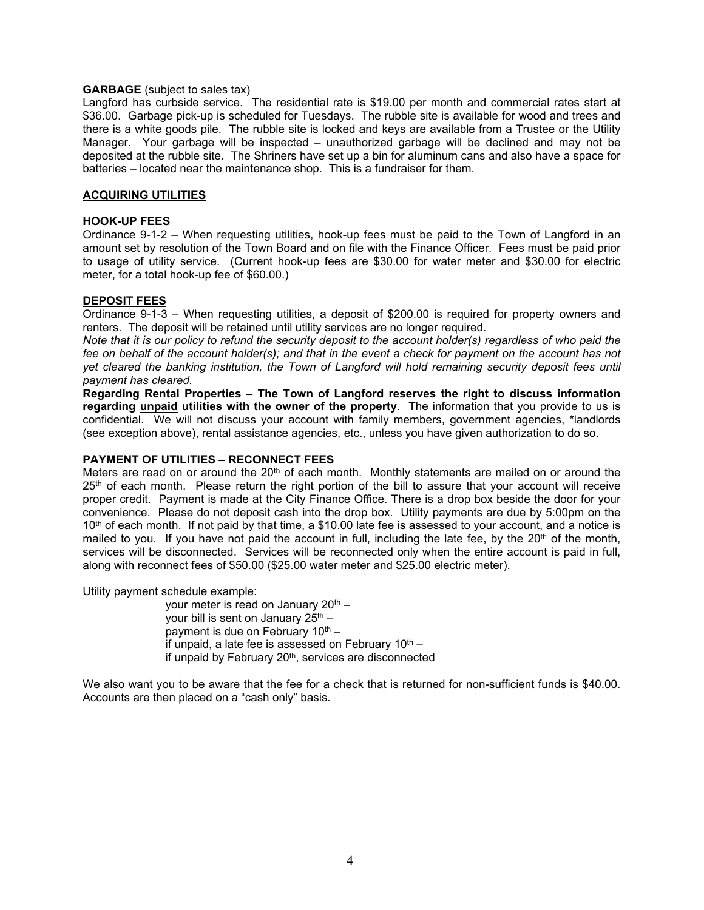**<u>GARBAGE</u>** (subject to sales tax)
Langford has curbside service. The residential rate is $19.00 per month and commercial rates start at $36.00. Garbage pick-up is scheduled for Tuesdays. The rubble site is available for wood and trees and there is a white goods pile. The rubble site is locked and keys are available from a Trustee or the Utility Manager. Your garbage will be inspected – unauthorized garbage will be declined and may not be deposited at the rubble site. The Shriners have set up a bin for aluminum cans and also have a space for batteries – located near the maintenance shop. This is a fundraiser for them.

**<u>ACQUIRING UTILITIES</u>**

**<u>HOOK-UP FEES</u>**
Ordinance 9-1-2 – When requesting utilities, hook-up fees must be paid to the Town of Langford in an amount set by resolution of the Town Board and on file with the Finance Officer. Fees must be paid prior to usage of utility service. (Current hook-up fees are $30.00 for water meter and $30.00 for electric meter, for a total hook-up fee of $60.00.)

**<u>DEPOSIT FEES</u>**
Ordinance 9-1-3 – When requesting utilities, a deposit of $200.00 is required for property owners and renters. The deposit will be retained until utility services are no longer required.
*Note that it is our policy to refund the security deposit to the <u>account holder(s)</u> regardless of who paid the fee on behalf of the account holder(s); and that in the event a check for payment on the account has not yet cleared the banking institution, the Town of Langford will hold remaining security deposit fees until payment has cleared.*
**Regarding Rental Properties – The Town of Langford reserves the right to discuss information regarding <u>unpaid</u> utilities with the owner of the property**. The information that you provide to us is confidential. We will not discuss your account with family members, government agencies, *landlords (see exception above), rental assistance agencies, etc., unless you have given authorization to do so.

**<u>PAYMENT OF UTILITIES – RECONNECT FEES</u>**
Meters are read on or around the 20th of each month. Monthly statements are mailed on or around the 25th of each month. Please return the right portion of the bill to assure that your account will receive proper credit. Payment is made at the City Finance Office. There is a drop box beside the door for your convenience. Please do not deposit cash into the drop box. Utility payments are due by 5:00pm on the 10th of each month. If not paid by that time, a $10.00 late fee is assessed to your account, and a notice is mailed to you. If you have not paid the account in full, including the late fee, by the 20th of the month, services will be disconnected. Services will be reconnected only when the entire account is paid in full, along with reconnect fees of $50.00 ($25.00 water meter and $25.00 electric meter).

Utility payment schedule example:

your meter is read on January 20th –
your bill is sent on January 25th –
payment is due on February 10th –
if unpaid, a late fee is assessed on February 10th –
if unpaid by February 20th, services are disconnected

We also want you to be aware that the fee for a check that is returned for non-sufficient funds is $40.00. Accounts are then placed on a "cash only" basis.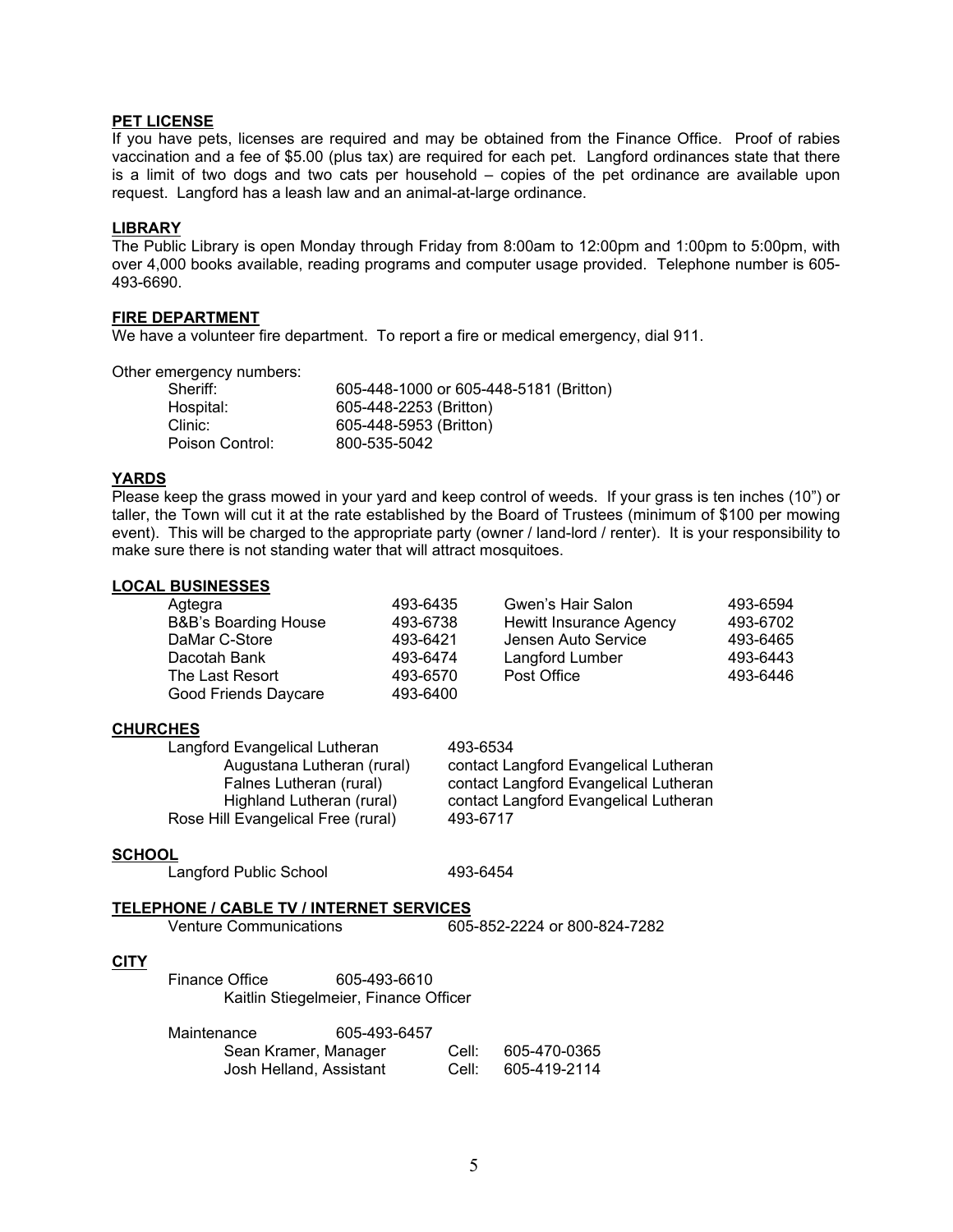## PET LICENSE

If you have pets, licenses are required and may be obtained from the Finance Office. Proof of rabies vaccination and a fee of $5.00 (plus tax) are required for each pet. Langford ordinances state that there is a limit of two dogs and two cats per household – copies of the pet ordinance are available upon request. Langford has a leash law and an animal-at-large ordinance.

## LIBRARY

The Public Library is open Monday through Friday from 8:00am to 12:00pm and 1:00pm to 5:00pm, with over 4,000 books available, reading programs and computer usage provided. Telephone number is 605-493-6690.

## FIRE DEPARTMENT

We have a volunteer fire department. To report a fire or medical emergency, dial 911.

Other emergency numbers:

| | |
|---|---|
| Sheriff: | 605-448-1000 or 605-448-5181 (Britton) |
| Hospital: | 605-448-2253 (Britton) |
| Clinic: | 605-448-5953 (Britton) |
| Poison Control: | 800-535-5042 |

## YARDS

Please keep the grass mowed in your yard and keep control of weeds. If your grass is ten inches (10") or taller, the Town will cut it at the rate established by the Board of Trustees (minimum of $100 per mowing event). This will be charged to the appropriate party (owner / land-lord / renter). It is your responsibility to make sure there is not standing water that will attract mosquitoes.

## LOCAL BUSINESSES

| | | | |
|---|---|---|---|
| Agtegra | 493-6435 | Gwen's Hair Salon | 493-6594 |
| B&B's Boarding House | 493-6738 | Hewitt Insurance Agency | 493-6702 |
| DaMar C-Store | 493-6421 | Jensen Auto Service | 493-6465 |
| Dacotah Bank | 493-6474 | Langford Lumber | 493-6443 |
| The Last Resort | 493-6570 | Post Office | 493-6446 |
| Good Friends Daycare | 493-6400 | | |

## CHURCHES

| | |
|---|---|
| Langford Evangelical Lutheran | 493-6534 |
| Augustana Lutheran (rural) | contact Langford Evangelical Lutheran |
| Falnes Lutheran (rural) | contact Langford Evangelical Lutheran |
| Highland Lutheran (rural) | contact Langford Evangelical Lutheran |
| Rose Hill Evangelical Free (rural) | 493-6717 |

## SCHOOL

Langford Public School 493-6454

## TELEPHONE / CABLE TV / INTERNET SERVICES

Venture Communications 605-852-2224 or 800-824-7282

## CITY

Finance Office 605-493-6610
Kaitlin Stiegelmeier, Finance Officer

Maintenance 605-493-6457

| | | |
|---|---|---|
| Sean Kramer, Manager | Cell: | 605-470-0365 |
| Josh Helland, Assistant | Cell: | 605-419-2114 |